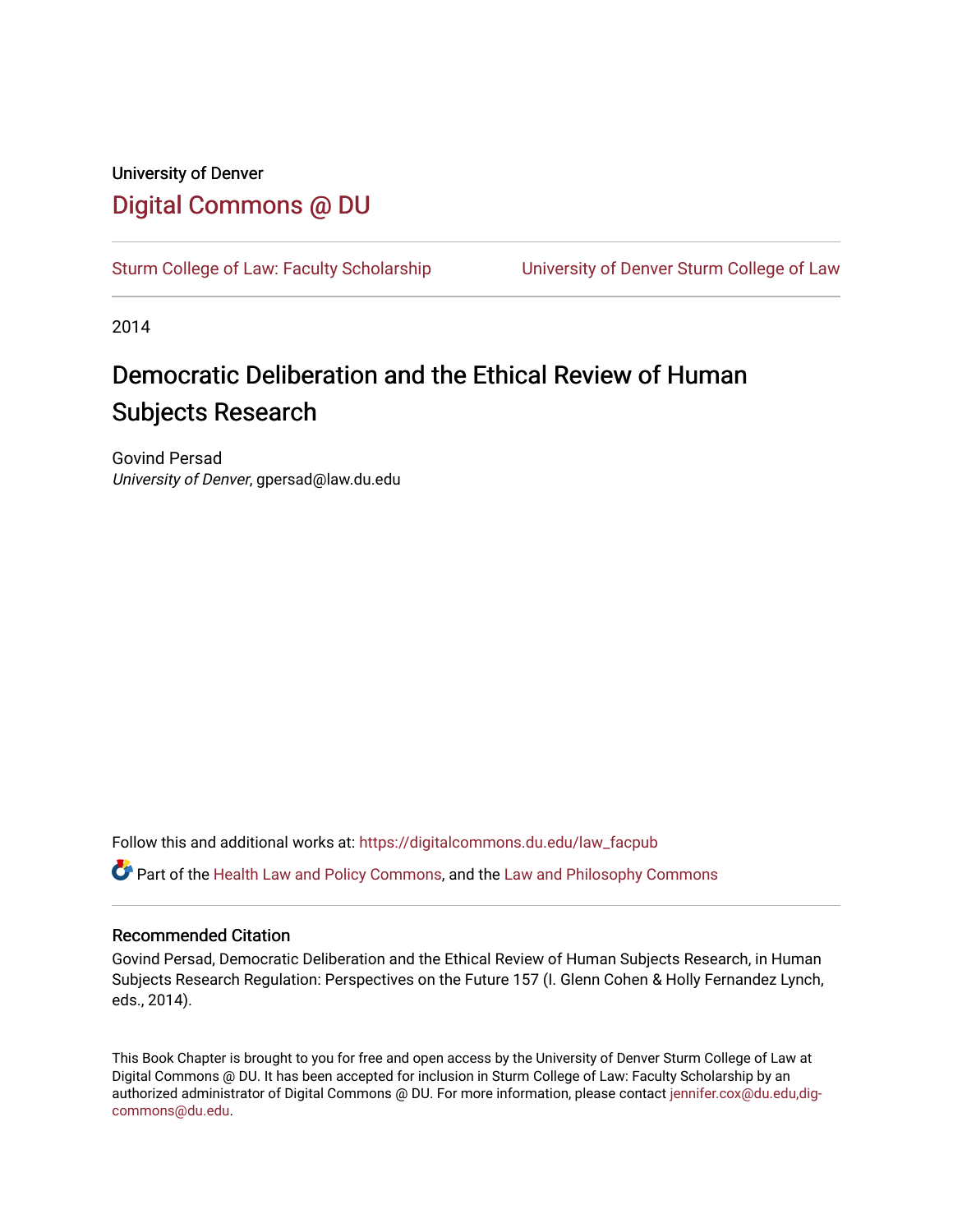University of Denver

## Digital Commons @ DU

Sturm College of Law: Faculty Scholarship | University of Denver Sturm College of Law

2014

# Democratic Deliberation and the Ethical Review of Human Subjects Research

Govind Persad
*University of Denver*, gpersad@law.du.edu

Follow this and additional works at: https://digitalcommons.du.edu/law_facpub

Part of the Health Law and Policy Commons, and the Law and Philosophy Commons

### Recommended Citation

Govind Persad, Democratic Deliberation and the Ethical Review of Human Subjects Research, in Human Subjects Research Regulation: Perspectives on the Future 157 (I. Glenn Cohen & Holly Fernandez Lynch, eds., 2014).

This Book Chapter is brought to you for free and open access by the University of Denver Sturm College of Law at Digital Commons @ DU. It has been accepted for inclusion in Sturm College of Law: Faculty Scholarship by an authorized administrator of Digital Commons @ DU. For more information, please contact jennifer.cox@du.edu,dig-commons@du.edu.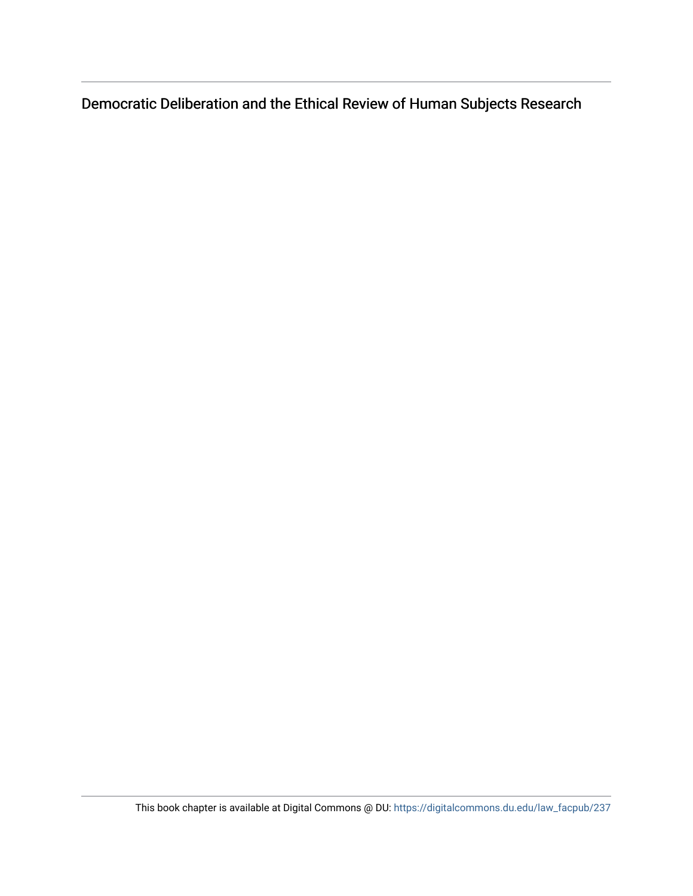Democratic Deliberation and the Ethical Review of Human Subjects Research

This book chapter is available at Digital Commons @ DU: https://digitalcommons.du.edu/law_facpub/237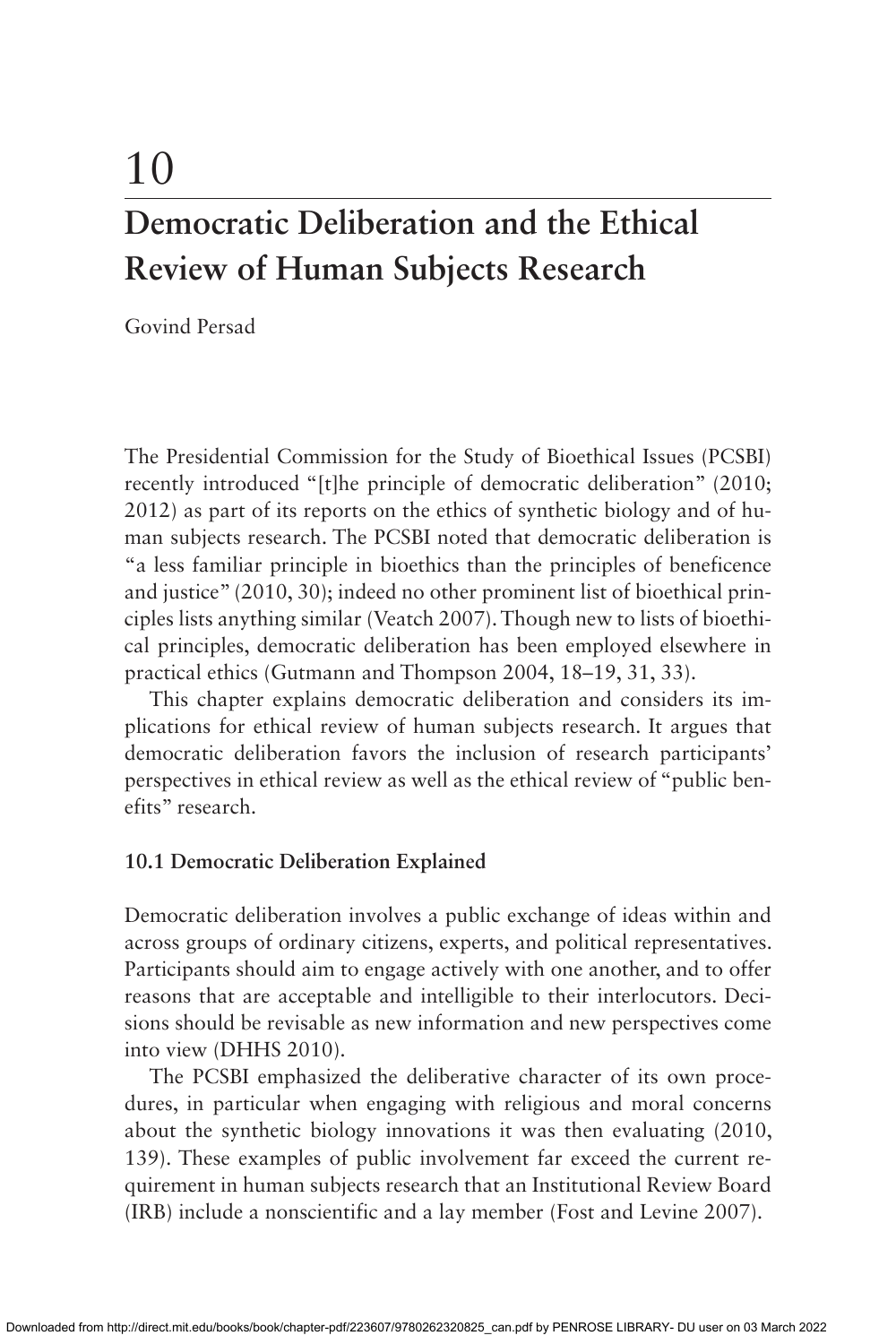# 10

# Democratic Deliberation and the Ethical Review of Human Subjects Research

Govind Persad

The Presidential Commission for the Study of Bioethical Issues (PCSBI) recently introduced "[t]he principle of democratic deliberation" (2010; 2012) as part of its reports on the ethics of synthetic biology and of human subjects research. The PCSBI noted that democratic deliberation is "a less familiar principle in bioethics than the principles of beneficence and justice" (2010, 30); indeed no other prominent list of bioethical principles lists anything similar (Veatch 2007). Though new to lists of bioethical principles, democratic deliberation has been employed elsewhere in practical ethics (Gutmann and Thompson 2004, 18–19, 31, 33).

This chapter explains democratic deliberation and considers its implications for ethical review of human subjects research. It argues that democratic deliberation favors the inclusion of research participants' perspectives in ethical review as well as the ethical review of "public benefits" research.

### 10.1 Democratic Deliberation Explained

Democratic deliberation involves a public exchange of ideas within and across groups of ordinary citizens, experts, and political representatives. Participants should aim to engage actively with one another, and to offer reasons that are acceptable and intelligible to their interlocutors. Decisions should be revisable as new information and new perspectives come into view (DHHS 2010).

The PCSBI emphasized the deliberative character of its own procedures, in particular when engaging with religious and moral concerns about the synthetic biology innovations it was then evaluating (2010, 139). These examples of public involvement far exceed the current requirement in human subjects research that an Institutional Review Board (IRB) include a nonscientific and a lay member (Fost and Levine 2007).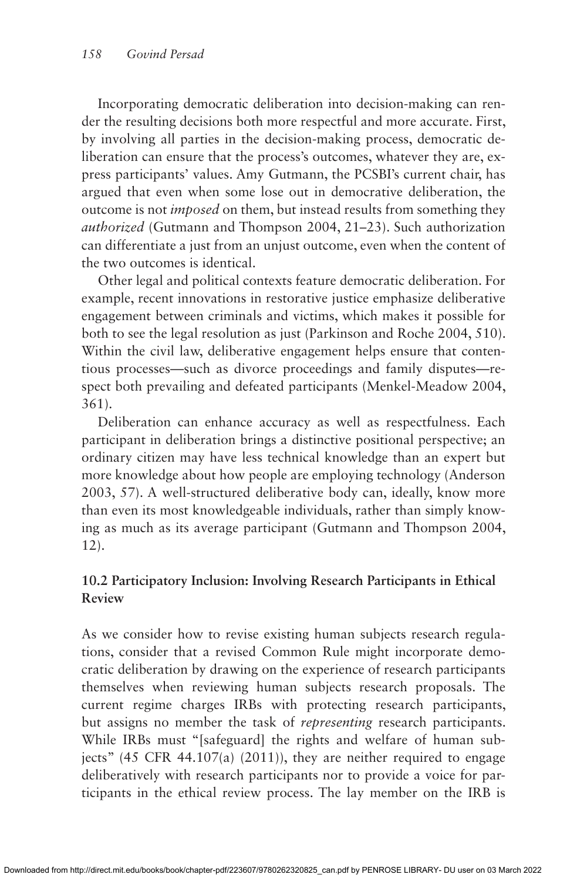Incorporating democratic deliberation into decision-making can render the resulting decisions both more respectful and more accurate. First, by involving all parties in the decision-making process, democratic deliberation can ensure that the process's outcomes, whatever they are, express participants' values. Amy Gutmann, the PCSBI's current chair, has argued that even when some lose out in democrative deliberation, the outcome is not *imposed* on them, but instead results from something they *authorized* (Gutmann and Thompson 2004, 21–23). Such authorization can differentiate a just from an unjust outcome, even when the content of the two outcomes is identical.

Other legal and political contexts feature democratic deliberation. For example, recent innovations in restorative justice emphasize deliberative engagement between criminals and victims, which makes it possible for both to see the legal resolution as just (Parkinson and Roche 2004, 510). Within the civil law, deliberative engagement helps ensure that contentious processes—such as divorce proceedings and family disputes—respect both prevailing and defeated participants (Menkel-Meadow 2004, 361).

Deliberation can enhance accuracy as well as respectfulness. Each participant in deliberation brings a distinctive positional perspective; an ordinary citizen may have less technical knowledge than an expert but more knowledge about how people are employing technology (Anderson 2003, 57). A well-structured deliberative body can, ideally, know more than even its most knowledgeable individuals, rather than simply knowing as much as its average participant (Gutmann and Thompson 2004, 12).

## 10.2 Participatory Inclusion: Involving Research Participants in Ethical Review

As we consider how to revise existing human subjects research regulations, consider that a revised Common Rule might incorporate democratic deliberation by drawing on the experience of research participants themselves when reviewing human subjects research proposals. The current regime charges IRBs with protecting research participants, but assigns no member the task of *representing* research participants. While IRBs must "[safeguard] the rights and welfare of human subjects" (45 CFR 44.107(a) (2011)), they are neither required to engage deliberatively with research participants nor to provide a voice for participants in the ethical review process. The lay member on the IRB is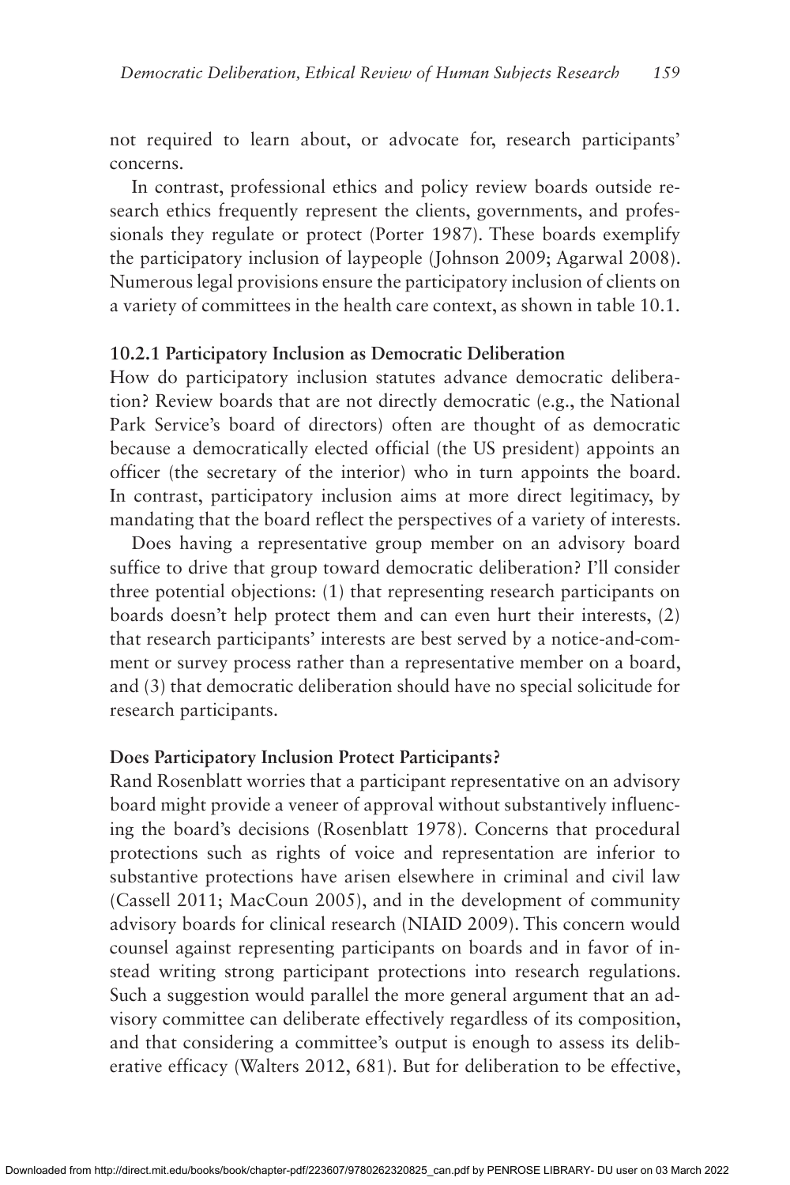not required to learn about, or advocate for, research participants' concerns.

In contrast, professional ethics and policy review boards outside research ethics frequently represent the clients, governments, and professionals they regulate or protect (Porter 1987). These boards exemplify the participatory inclusion of laypeople (Johnson 2009; Agarwal 2008). Numerous legal provisions ensure the participatory inclusion of clients on a variety of committees in the health care context, as shown in table 10.1.

### 10.2.1 Participatory Inclusion as Democratic Deliberation

How do participatory inclusion statutes advance democratic deliberation? Review boards that are not directly democratic (e.g., the National Park Service's board of directors) often are thought of as democratic because a democratically elected official (the US president) appoints an officer (the secretary of the interior) who in turn appoints the board. In contrast, participatory inclusion aims at more direct legitimacy, by mandating that the board reflect the perspectives of a variety of interests.

Does having a representative group member on an advisory board suffice to drive that group toward democratic deliberation? I'll consider three potential objections: (1) that representing research participants on boards doesn't help protect them and can even hurt their interests, (2) that research participants' interests are best served by a notice-and-comment or survey process rather than a representative member on a board, and (3) that democratic deliberation should have no special solicitude for research participants.

#### Does Participatory Inclusion Protect Participants?

Rand Rosenblatt worries that a participant representative on an advisory board might provide a veneer of approval without substantively influencing the board's decisions (Rosenblatt 1978). Concerns that procedural protections such as rights of voice and representation are inferior to substantive protections have arisen elsewhere in criminal and civil law (Cassell 2011; MacCoun 2005), and in the development of community advisory boards for clinical research (NIAID 2009). This concern would counsel against representing participants on boards and in favor of instead writing strong participant protections into research regulations. Such a suggestion would parallel the more general argument that an advisory committee can deliberate effectively regardless of its composition, and that considering a committee's output is enough to assess its deliberative efficacy (Walters 2012, 681). But for deliberation to be effective,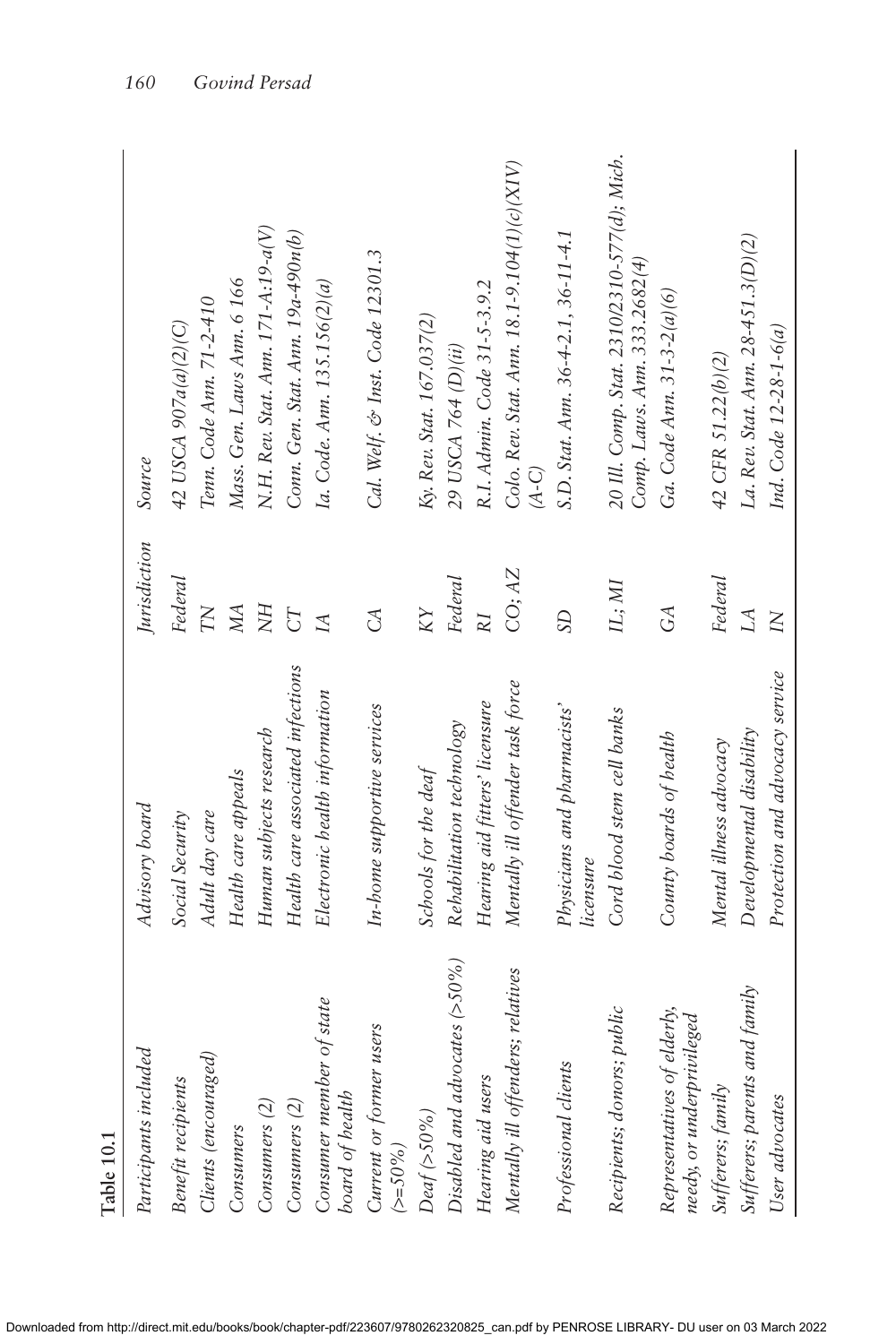**Table 10.1**

| *Participants included* | *Advisory board* | *Jurisdiction* | *Source* |
|---|---|---|---|
| *Benefit recipients* | *Social Security* | *Federal* | *42 USCA 907a(a)(2)(C)* |
| *Clients (encouraged)* | *Adult day care* | *TN* | *Tenn. Code Ann. 71-2-410* |
| *Consumers* | *Health care appeals* | *MA* | *Mass. Gen. Laws Ann. 6 166* |
| *Consumers (2)* | *Human subjects research* | *NH* | *N.H. Rev. Stat. Ann. 171-A:19-a(V)* |
| *Consumers (2)* | *Health care associated infections* | *CT* | *Conn. Gen. Stat. Ann. 19a-490n(b)* |
| *Consumer member of state board of health* | *Electronic health information* | *IA* | *Ia. Code. Ann. 135.156(2)(a)* |
| *Current or former users (>=50%)* | *In-home supportive services* | *CA* | *Cal. Welf. & Inst. Code 12301.3* |
| *Deaf (>50%)* | *Schools for the deaf* | *KY* | *Ky. Rev. Stat. 167.037(2)* |
| *Disabled and advocates (>50%)* | *Rehabilitation technology* | *Federal* | *29 USCA 764 (D)(ii)* |
| *Hearing aid users* | *Hearing aid fitters' licensure* | *RI* | *R.I. Admin. Code 31-5-3.9.2* |
| *Mentally ill offenders; relatives* | *Mentally ill offender task force* | *CO; AZ* | *Colo. Rev. Stat. Ann. 18.1-9.104(1)(c)(XIV)(A-C)* |
| *Professional clients* | *Physicians and pharmacists' licensure* | *SD* | *S.D. Stat. Ann. 36-4-2.1, 36-11-4.1* |
| *Recipients; donors; public* | *Cord blood stem cell banks* | *IL; MI* | *20 Ill. Comp. Stat. 2310/2310-577(d); Mich. Comp. Laws. Ann. 333.2682(4)* |
| *Representatives of elderly, needy, or underprivileged* | *County boards of health* | *GA* | *Ga. Code Ann. 31-3-2(a)(6)* |
| *Sufferers; family* | *Mental illness advocacy* | *Federal* | *42 CFR 51.22(b)(2)* |
| *Sufferers; parents and family* | *Developmental disability* | *LA* | *La. Rev. Stat. Ann. 28-451.3(D)(2)* |
| *User advocates* | *Protection and advocacy service* | *IN* | *Ind. Code 12-28-1-6(a)* |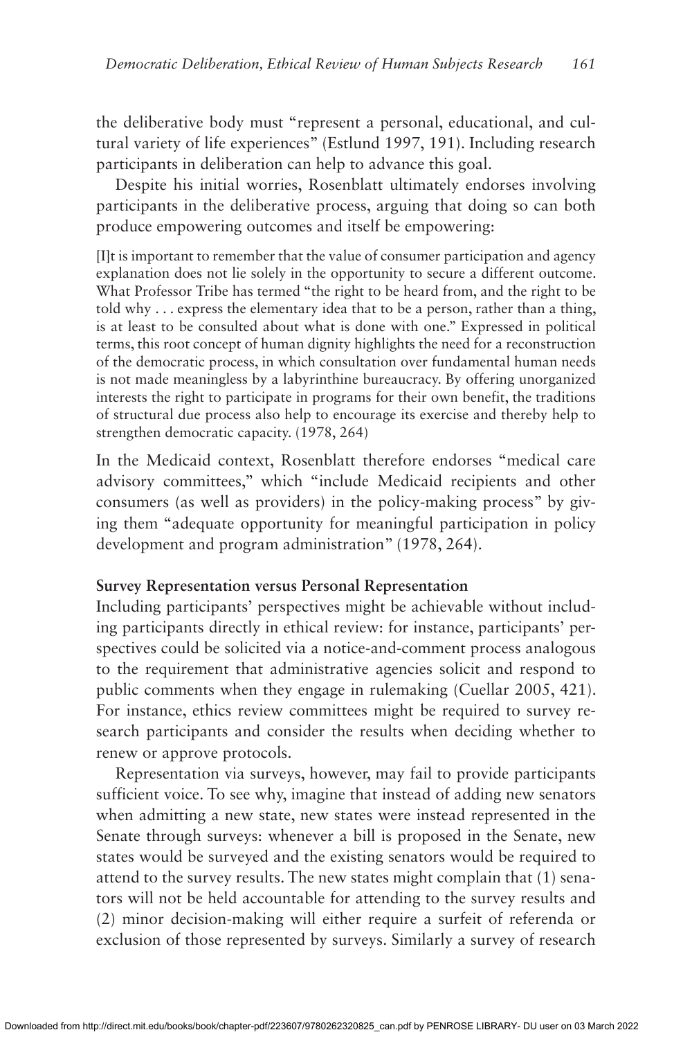the deliberative body must "represent a personal, educational, and cultural variety of life experiences" (Estlund 1997, 191). Including research participants in deliberation can help to advance this goal.

Despite his initial worries, Rosenblatt ultimately endorses involving participants in the deliberative process, arguing that doing so can both produce empowering outcomes and itself be empowering:

> [I]t is important to remember that the value of consumer participation and agency explanation does not lie solely in the opportunity to secure a different outcome. What Professor Tribe has termed "the right to be heard from, and the right to be told why . . . express the elementary idea that to be a person, rather than a thing, is at least to be consulted about what is done with one." Expressed in political terms, this root concept of human dignity highlights the need for a reconstruction of the democratic process, in which consultation over fundamental human needs is not made meaningless by a labyrinthine bureaucracy. By offering unorganized interests the right to participate in programs for their own benefit, the traditions of structural due process also help to encourage its exercise and thereby help to strengthen democratic capacity. (1978, 264)

In the Medicaid context, Rosenblatt therefore endorses "medical care advisory committees," which "include Medicaid recipients and other consumers (as well as providers) in the policy-making process" by giving them "adequate opportunity for meaningful participation in policy development and program administration" (1978, 264).

**Survey Representation versus Personal Representation**

Including participants' perspectives might be achievable without including participants directly in ethical review: for instance, participants' perspectives could be solicited via a notice-and-comment process analogous to the requirement that administrative agencies solicit and respond to public comments when they engage in rulemaking (Cuellar 2005, 421). For instance, ethics review committees might be required to survey research participants and consider the results when deciding whether to renew or approve protocols.

Representation via surveys, however, may fail to provide participants sufficient voice. To see why, imagine that instead of adding new senators when admitting a new state, new states were instead represented in the Senate through surveys: whenever a bill is proposed in the Senate, new states would be surveyed and the existing senators would be required to attend to the survey results. The new states might complain that (1) senators will not be held accountable for attending to the survey results and (2) minor decision-making will either require a surfeit of referenda or exclusion of those represented by surveys. Similarly a survey of research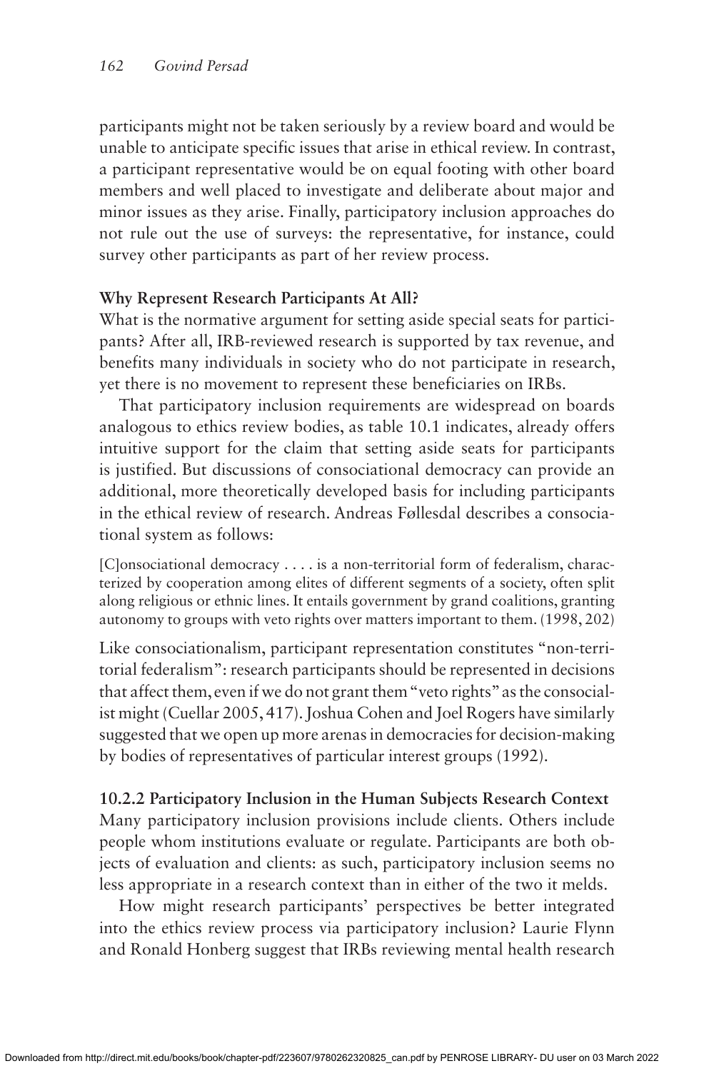participants might not be taken seriously by a review board and would be unable to anticipate specific issues that arise in ethical review. In contrast, a participant representative would be on equal footing with other board members and well placed to investigate and deliberate about major and minor issues as they arise. Finally, participatory inclusion approaches do not rule out the use of surveys: the representative, for instance, could survey other participants as part of her review process.

**Why Represent Research Participants At All?**

What is the normative argument for setting aside special seats for participants? After all, IRB-reviewed research is supported by tax revenue, and benefits many individuals in society who do not participate in research, yet there is no movement to represent these beneficiaries on IRBs.

That participatory inclusion requirements are widespread on boards analogous to ethics review bodies, as table 10.1 indicates, already offers intuitive support for the claim that setting aside seats for participants is justified. But discussions of consociational democracy can provide an additional, more theoretically developed basis for including participants in the ethical review of research. Andreas Føllesdal describes a consociational system as follows:

> [C]onsociational democracy . . . . is a non-territorial form of federalism, characterized by cooperation among elites of different segments of a society, often split along religious or ethnic lines. It entails government by grand coalitions, granting autonomy to groups with veto rights over matters important to them. (1998, 202)

Like consociationalism, participant representation constitutes "non-territorial federalism": research participants should be represented in decisions that affect them, even if we do not grant them "veto rights" as the consocialist might (Cuellar 2005, 417). Joshua Cohen and Joel Rogers have similarly suggested that we open up more arenas in democracies for decision-making by bodies of representatives of particular interest groups (1992).

**10.2.2 Participatory Inclusion in the Human Subjects Research Context**

Many participatory inclusion provisions include clients. Others include people whom institutions evaluate or regulate. Participants are both objects of evaluation and clients: as such, participatory inclusion seems no less appropriate in a research context than in either of the two it melds.

How might research participants' perspectives be better integrated into the ethics review process via participatory inclusion? Laurie Flynn and Ronald Honberg suggest that IRBs reviewing mental health research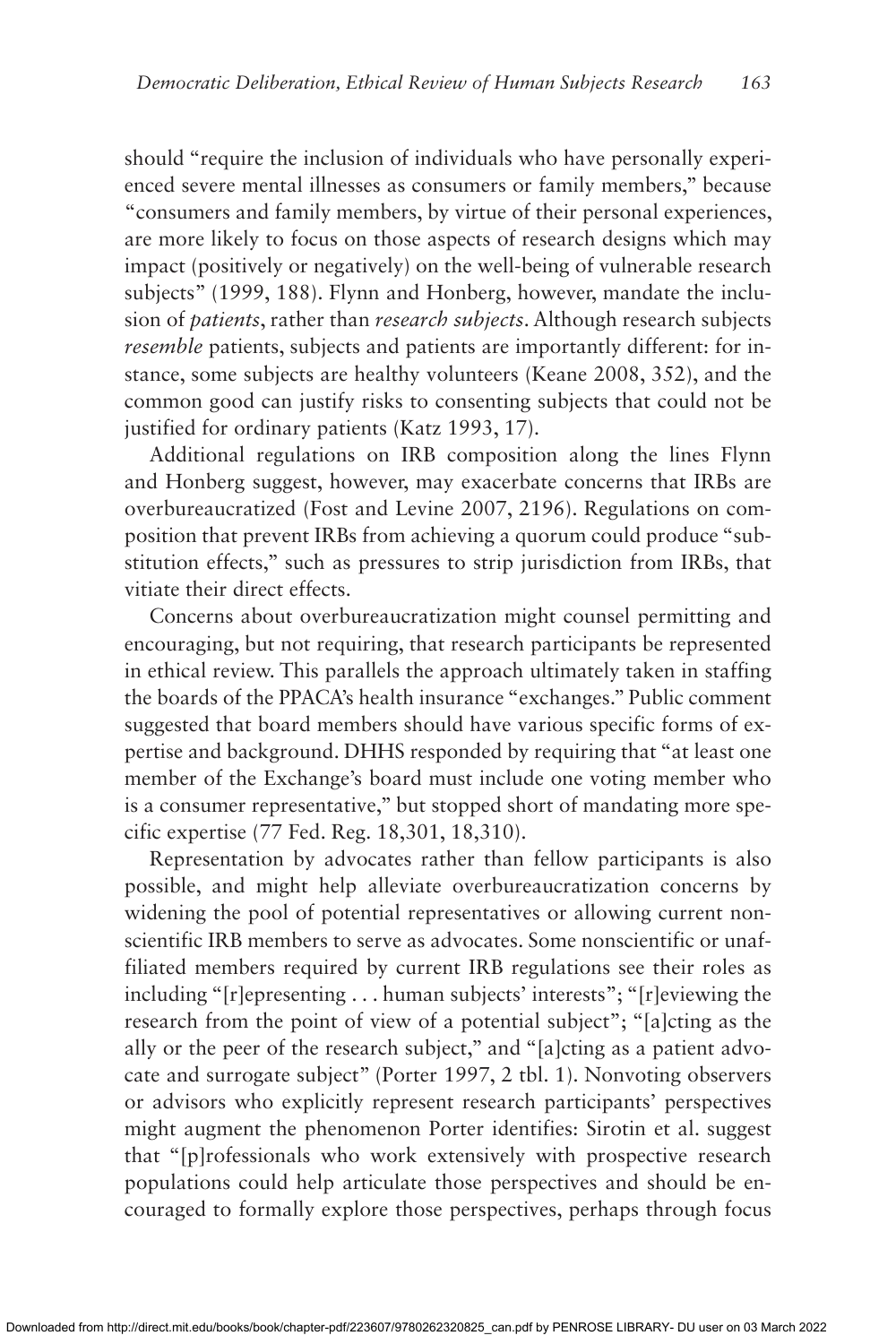should "require the inclusion of individuals who have personally experienced severe mental illnesses as consumers or family members," because "consumers and family members, by virtue of their personal experiences, are more likely to focus on those aspects of research designs which may impact (positively or negatively) on the well-being of vulnerable research subjects" (1999, 188). Flynn and Honberg, however, mandate the inclusion of *patients*, rather than *research subjects*. Although research subjects *resemble* patients, subjects and patients are importantly different: for instance, some subjects are healthy volunteers (Keane 2008, 352), and the common good can justify risks to consenting subjects that could not be justified for ordinary patients (Katz 1993, 17).

Additional regulations on IRB composition along the lines Flynn and Honberg suggest, however, may exacerbate concerns that IRBs are overbureaucratized (Fost and Levine 2007, 2196). Regulations on composition that prevent IRBs from achieving a quorum could produce "substitution effects," such as pressures to strip jurisdiction from IRBs, that vitiate their direct effects.

Concerns about overbureaucratization might counsel permitting and encouraging, but not requiring, that research participants be represented in ethical review. This parallels the approach ultimately taken in staffing the boards of the PPACA's health insurance "exchanges." Public comment suggested that board members should have various specific forms of expertise and background. DHHS responded by requiring that "at least one member of the Exchange's board must include one voting member who is a consumer representative," but stopped short of mandating more specific expertise (77 Fed. Reg. 18,301, 18,310).

Representation by advocates rather than fellow participants is also possible, and might help alleviate overbureaucratization concerns by widening the pool of potential representatives or allowing current nonscientific IRB members to serve as advocates. Some nonscientific or unaffiliated members required by current IRB regulations see their roles as including "[r]epresenting . . . human subjects' interests"; "[r]eviewing the research from the point of view of a potential subject"; "[a]cting as the ally or the peer of the research subject," and "[a]cting as a patient advocate and surrogate subject" (Porter 1997, 2 tbl. 1). Nonvoting observers or advisors who explicitly represent research participants' perspectives might augment the phenomenon Porter identifies: Sirotin et al. suggest that "[p]rofessionals who work extensively with prospective research populations could help articulate those perspectives and should be encouraged to formally explore those perspectives, perhaps through focus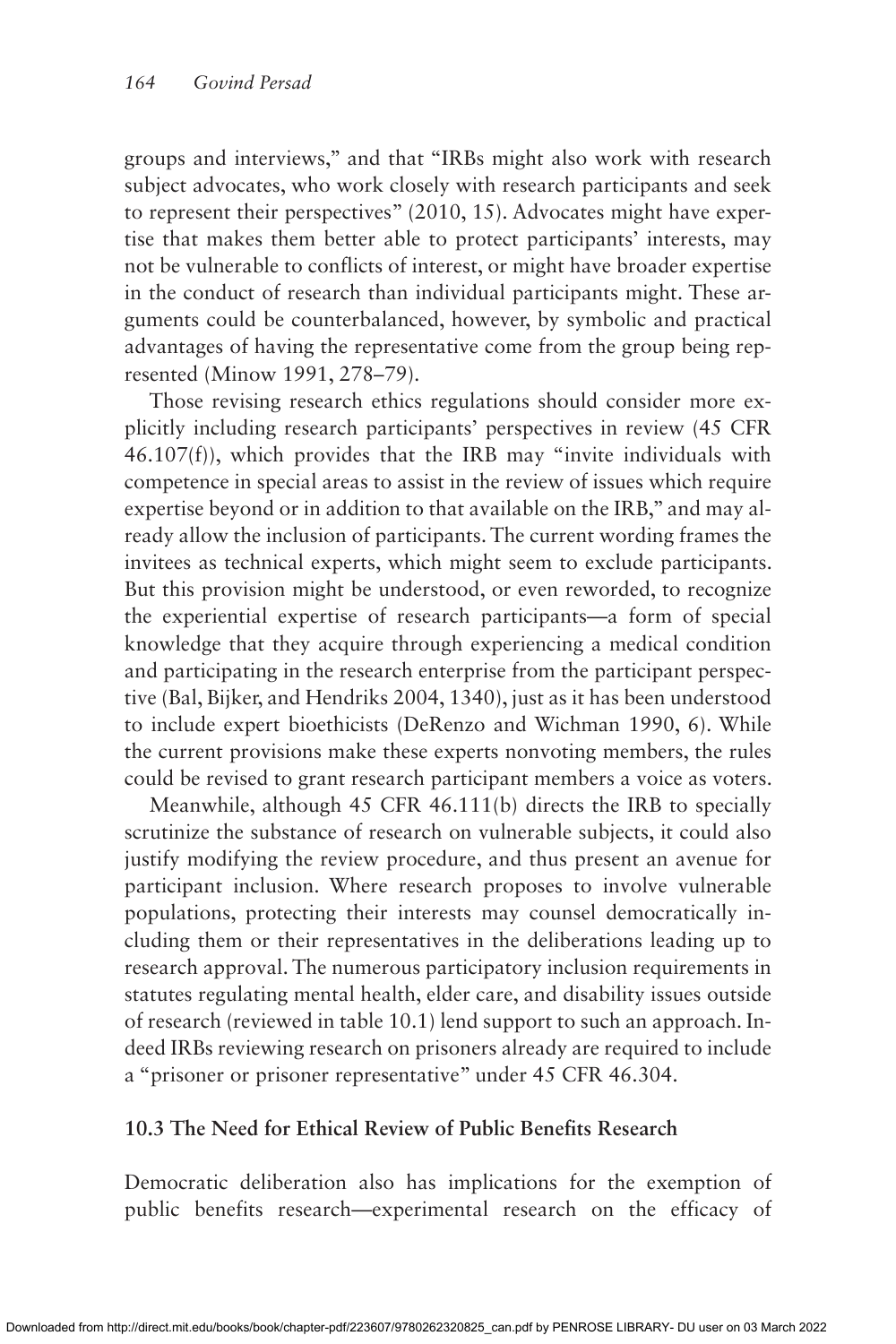groups and interviews," and that "IRBs might also work with research subject advocates, who work closely with research participants and seek to represent their perspectives" (2010, 15). Advocates might have expertise that makes them better able to protect participants' interests, may not be vulnerable to conflicts of interest, or might have broader expertise in the conduct of research than individual participants might. These arguments could be counterbalanced, however, by symbolic and practical advantages of having the representative come from the group being represented (Minow 1991, 278–79).

Those revising research ethics regulations should consider more explicitly including research participants' perspectives in review (45 CFR 46.107(f)), which provides that the IRB may "invite individuals with competence in special areas to assist in the review of issues which require expertise beyond or in addition to that available on the IRB," and may already allow the inclusion of participants. The current wording frames the invitees as technical experts, which might seem to exclude participants. But this provision might be understood, or even reworded, to recognize the experiential expertise of research participants—a form of special knowledge that they acquire through experiencing a medical condition and participating in the research enterprise from the participant perspective (Bal, Bijker, and Hendriks 2004, 1340), just as it has been understood to include expert bioethicists (DeRenzo and Wichman 1990, 6). While the current provisions make these experts nonvoting members, the rules could be revised to grant research participant members a voice as voters.

Meanwhile, although 45 CFR 46.111(b) directs the IRB to specially scrutinize the substance of research on vulnerable subjects, it could also justify modifying the review procedure, and thus present an avenue for participant inclusion. Where research proposes to involve vulnerable populations, protecting their interests may counsel democratically including them or their representatives in the deliberations leading up to research approval. The numerous participatory inclusion requirements in statutes regulating mental health, elder care, and disability issues outside of research (reviewed in table 10.1) lend support to such an approach. Indeed IRBs reviewing research on prisoners already are required to include a "prisoner or prisoner representative" under 45 CFR 46.304.

## 10.3 The Need for Ethical Review of Public Benefits Research

Democratic deliberation also has implications for the exemption of public benefits research—experimental research on the efficacy of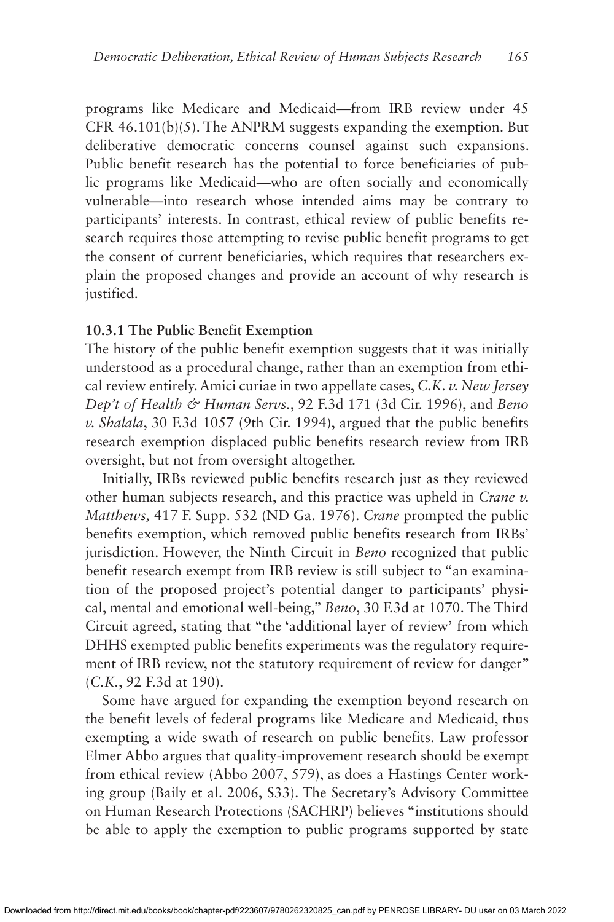programs like Medicare and Medicaid—from IRB review under 45 CFR 46.101(b)(5). The ANPRM suggests expanding the exemption. But deliberative democratic concerns counsel against such expansions. Public benefit research has the potential to force beneficiaries of public programs like Medicaid—who are often socially and economically vulnerable—into research whose intended aims may be contrary to participants' interests. In contrast, ethical review of public benefits research requires those attempting to revise public benefit programs to get the consent of current beneficiaries, which requires that researchers explain the proposed changes and provide an account of why research is justified.

### 10.3.1 The Public Benefit Exemption

The history of the public benefit exemption suggests that it was initially understood as a procedural change, rather than an exemption from ethical review entirely. Amici curiae in two appellate cases, *C.K. v. New Jersey Dep't of Health & Human Servs.*, 92 F.3d 171 (3d Cir. 1996), and *Beno v. Shalala*, 30 F.3d 1057 (9th Cir. 1994), argued that the public benefits research exemption displaced public benefits research review from IRB oversight, but not from oversight altogether.

Initially, IRBs reviewed public benefits research just as they reviewed other human subjects research, and this practice was upheld in *Crane v. Matthews,* 417 F. Supp. 532 (ND Ga. 1976). *Crane* prompted the public benefits exemption, which removed public benefits research from IRBs' jurisdiction. However, the Ninth Circuit in *Beno* recognized that public benefit research exempt from IRB review is still subject to "an examination of the proposed project's potential danger to participants' physical, mental and emotional well-being," *Beno*, 30 F.3d at 1070. The Third Circuit agreed, stating that "the 'additional layer of review' from which DHHS exempted public benefits experiments was the regulatory requirement of IRB review, not the statutory requirement of review for danger" (*C.K.*, 92 F.3d at 190).

Some have argued for expanding the exemption beyond research on the benefit levels of federal programs like Medicare and Medicaid, thus exempting a wide swath of research on public benefits. Law professor Elmer Abbo argues that quality-improvement research should be exempt from ethical review (Abbo 2007, 579), as does a Hastings Center working group (Baily et al. 2006, S33). The Secretary's Advisory Committee on Human Research Protections (SACHRP) believes "institutions should be able to apply the exemption to public programs supported by state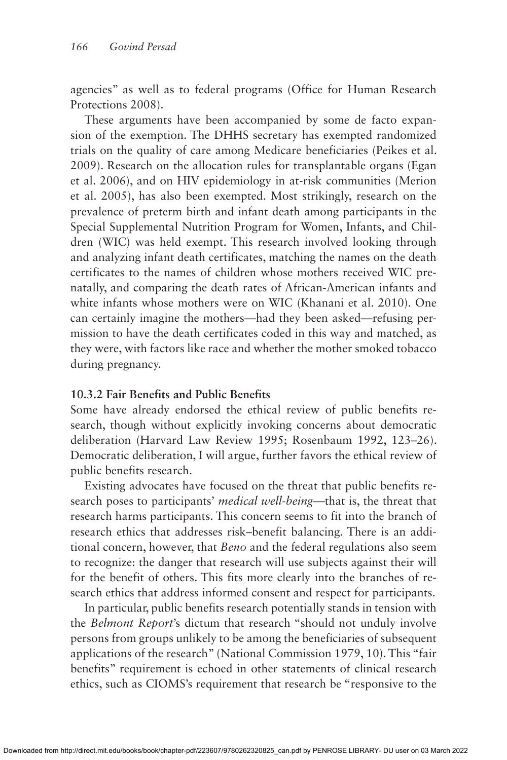agencies" as well as to federal programs (Office for Human Research Protections 2008).

These arguments have been accompanied by some de facto expansion of the exemption. The DHHS secretary has exempted randomized trials on the quality of care among Medicare beneficiaries (Peikes et al. 2009). Research on the allocation rules for transplantable organs (Egan et al. 2006), and on HIV epidemiology in at-risk communities (Merion et al. 2005), has also been exempted. Most strikingly, research on the prevalence of preterm birth and infant death among participants in the Special Supplemental Nutrition Program for Women, Infants, and Children (WIC) was held exempt. This research involved looking through and analyzing infant death certificates, matching the names on the death certificates to the names of children whose mothers received WIC prenatally, and comparing the death rates of African-American infants and white infants whose mothers were on WIC (Khanani et al. 2010). One can certainly imagine the mothers—had they been asked—refusing permission to have the death certificates coded in this way and matched, as they were, with factors like race and whether the mother smoked tobacco during pregnancy.

### 10.3.2 Fair Benefits and Public Benefits

Some have already endorsed the ethical review of public benefits research, though without explicitly invoking concerns about democratic deliberation (Harvard Law Review 1995; Rosenbaum 1992, 123–26). Democratic deliberation, I will argue, further favors the ethical review of public benefits research.

Existing advocates have focused on the threat that public benefits research poses to participants' *medical well-being*—that is, the threat that research harms participants. This concern seems to fit into the branch of research ethics that addresses risk–benefit balancing. There is an additional concern, however, that *Beno* and the federal regulations also seem to recognize: the danger that research will use subjects against their will for the benefit of others. This fits more clearly into the branches of research ethics that address informed consent and respect for participants.

In particular, public benefits research potentially stands in tension with the *Belmont Report*'s dictum that research "should not unduly involve persons from groups unlikely to be among the beneficiaries of subsequent applications of the research" (National Commission 1979, 10). This "fair benefits" requirement is echoed in other statements of clinical research ethics, such as CIOMS's requirement that research be "responsive to the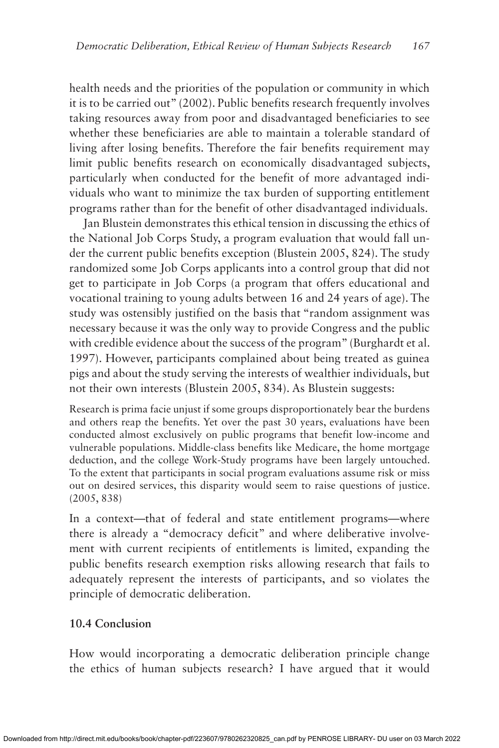health needs and the priorities of the population or community in which it is to be carried out" (2002). Public benefits research frequently involves taking resources away from poor and disadvantaged beneficiaries to see whether these beneficiaries are able to maintain a tolerable standard of living after losing benefits. Therefore the fair benefits requirement may limit public benefits research on economically disadvantaged subjects, particularly when conducted for the benefit of more advantaged individuals who want to minimize the tax burden of supporting entitlement programs rather than for the benefit of other disadvantaged individuals.

Jan Blustein demonstrates this ethical tension in discussing the ethics of the National Job Corps Study, a program evaluation that would fall under the current public benefits exception (Blustein 2005, 824). The study randomized some Job Corps applicants into a control group that did not get to participate in Job Corps (a program that offers educational and vocational training to young adults between 16 and 24 years of age). The study was ostensibly justified on the basis that "random assignment was necessary because it was the only way to provide Congress and the public with credible evidence about the success of the program" (Burghardt et al. 1997). However, participants complained about being treated as guinea pigs and about the study serving the interests of wealthier individuals, but not their own interests (Blustein 2005, 834). As Blustein suggests:

> Research is prima facie unjust if some groups disproportionately bear the burdens and others reap the benefits. Yet over the past 30 years, evaluations have been conducted almost exclusively on public programs that benefit low-income and vulnerable populations. Middle-class benefits like Medicare, the home mortgage deduction, and the college Work-Study programs have been largely untouched. To the extent that participants in social program evaluations assume risk or miss out on desired services, this disparity would seem to raise questions of justice. (2005, 838)

In a context—that of federal and state entitlement programs—where there is already a "democracy deficit" and where deliberative involvement with current recipients of entitlements is limited, expanding the public benefits research exemption risks allowing research that fails to adequately represent the interests of participants, and so violates the principle of democratic deliberation.

## 10.4 Conclusion

How would incorporating a democratic deliberation principle change the ethics of human subjects research? I have argued that it would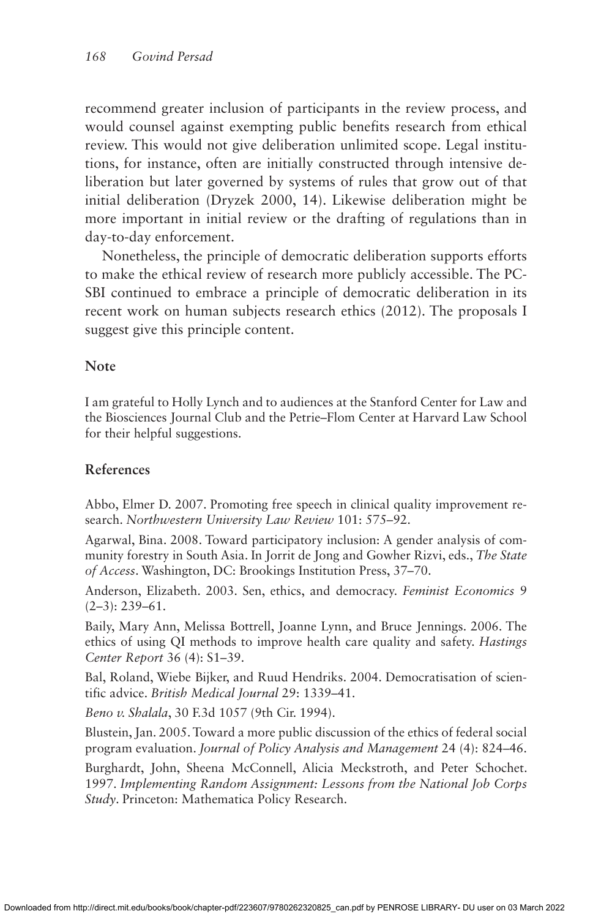recommend greater inclusion of participants in the review process, and would counsel against exempting public benefits research from ethical review. This would not give deliberation unlimited scope. Legal institutions, for instance, often are initially constructed through intensive deliberation but later governed by systems of rules that grow out of that initial deliberation (Dryzek 2000, 14). Likewise deliberation might be more important in initial review or the drafting of regulations than in day-to-day enforcement.

Nonetheless, the principle of democratic deliberation supports efforts to make the ethical review of research more publicly accessible. The PCSBI continued to embrace a principle of democratic deliberation in its recent work on human subjects research ethics (2012). The proposals I suggest give this principle content.

## Note

I am grateful to Holly Lynch and to audiences at the Stanford Center for Law and the Biosciences Journal Club and the Petrie–Flom Center at Harvard Law School for their helpful suggestions.

## References

Abbo, Elmer D. 2007. Promoting free speech in clinical quality improvement research. *Northwestern University Law Review* 101: 575–92.

Agarwal, Bina. 2008. Toward participatory inclusion: A gender analysis of community forestry in South Asia. In Jorrit de Jong and Gowher Rizvi, eds., *The State of Access*. Washington, DC: Brookings Institution Press, 37–70.

Anderson, Elizabeth. 2003. Sen, ethics, and democracy. *Feminist Economics* 9 (2–3): 239–61.

Baily, Mary Ann, Melissa Bottrell, Joanne Lynn, and Bruce Jennings. 2006. The ethics of using QI methods to improve health care quality and safety. *Hastings Center Report* 36 (4): S1–39.

Bal, Roland, Wiebe Bijker, and Ruud Hendriks. 2004. Democratisation of scientific advice. *British Medical Journal* 29: 1339–41.

*Beno v. Shalala*, 30 F.3d 1057 (9th Cir. 1994).

Blustein, Jan. 2005. Toward a more public discussion of the ethics of federal social program evaluation. *Journal of Policy Analysis and Management* 24 (4): 824–46.

Burghardt, John, Sheena McConnell, Alicia Meckstroth, and Peter Schochet. 1997. *Implementing Random Assignment: Lessons from the National Job Corps Study*. Princeton: Mathematica Policy Research.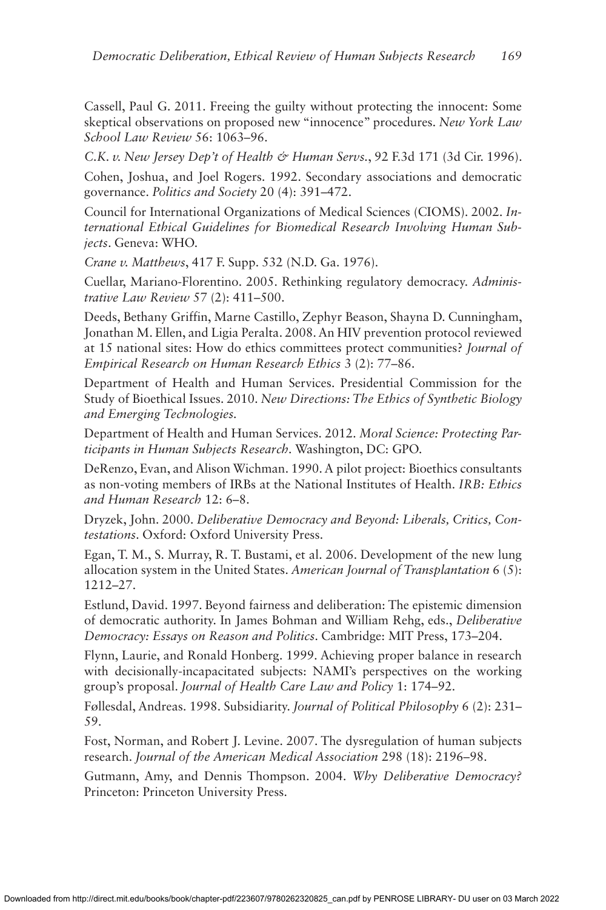Cassell, Paul G. 2011. Freeing the guilty without protecting the innocent: Some skeptical observations on proposed new "innocence" procedures. *New York Law School Law Review* 56: 1063–96.

*C.K. v. New Jersey Dep't of Health & Human Servs.*, 92 F.3d 171 (3d Cir. 1996).

Cohen, Joshua, and Joel Rogers. 1992. Secondary associations and democratic governance. *Politics and Society* 20 (4): 391–472.

Council for International Organizations of Medical Sciences (CIOMS). 2002. *International Ethical Guidelines for Biomedical Research Involving Human Subjects*. Geneva: WHO.

*Crane v. Matthews*, 417 F. Supp. 532 (N.D. Ga. 1976).

Cuellar, Mariano-Florentino. 2005. Rethinking regulatory democracy. *Administrative Law Review* 57 (2): 411–500.

Deeds, Bethany Griffin, Marne Castillo, Zephyr Beason, Shayna D. Cunningham, Jonathan M. Ellen, and Ligia Peralta. 2008. An HIV prevention protocol reviewed at 15 national sites: How do ethics committees protect communities? *Journal of Empirical Research on Human Research Ethics* 3 (2): 77–86.

Department of Health and Human Services. Presidential Commission for the Study of Bioethical Issues. 2010. *New Directions: The Ethics of Synthetic Biology and Emerging Technologies*.

Department of Health and Human Services. 2012. *Moral Science: Protecting Participants in Human Subjects Research*. Washington, DC: GPO.

DeRenzo, Evan, and Alison Wichman. 1990. A pilot project: Bioethics consultants as non-voting members of IRBs at the National Institutes of Health. *IRB: Ethics and Human Research* 12: 6–8.

Dryzek, John. 2000. *Deliberative Democracy and Beyond: Liberals, Critics, Contestations*. Oxford: Oxford University Press.

Egan, T. M., S. Murray, R. T. Bustami, et al. 2006. Development of the new lung allocation system in the United States. *American Journal of Transplantation* 6 (5): 1212–27.

Estlund, David. 1997. Beyond fairness and deliberation: The epistemic dimension of democratic authority. In James Bohman and William Rehg, eds., *Deliberative Democracy: Essays on Reason and Politics*. Cambridge: MIT Press, 173–204.

Flynn, Laurie, and Ronald Honberg. 1999. Achieving proper balance in research with decisionally-incapacitated subjects: NAMI's perspectives on the working group's proposal. *Journal of Health Care Law and Policy* 1: 174–92.

Føllesdal, Andreas. 1998. Subsidiarity. *Journal of Political Philosophy* 6 (2): 231–59.

Fost, Norman, and Robert J. Levine. 2007. The dysregulation of human subjects research. *Journal of the American Medical Association* 298 (18): 2196–98.

Gutmann, Amy, and Dennis Thompson. 2004. *Why Deliberative Democracy?* Princeton: Princeton University Press.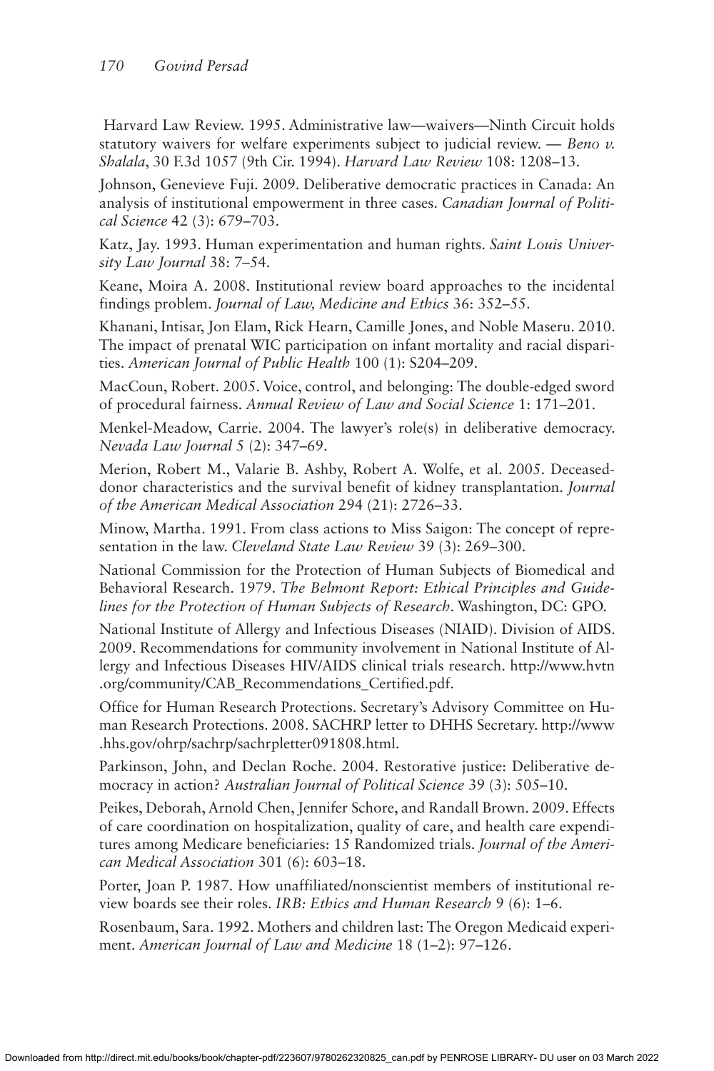Harvard Law Review. 1995. Administrative law—waivers—Ninth Circuit holds statutory waivers for welfare experiments subject to judicial review. — *Beno v. Shalala*, 30 F.3d 1057 (9th Cir. 1994). *Harvard Law Review* 108: 1208–13.

Johnson, Genevieve Fuji. 2009. Deliberative democratic practices in Canada: An analysis of institutional empowerment in three cases. *Canadian Journal of Political Science* 42 (3): 679–703.

Katz, Jay. 1993. Human experimentation and human rights. *Saint Louis University Law Journal* 38: 7–54.

Keane, Moira A. 2008. Institutional review board approaches to the incidental findings problem. *Journal of Law, Medicine and Ethics* 36: 352–55.

Khanani, Intisar, Jon Elam, Rick Hearn, Camille Jones, and Noble Maseru. 2010. The impact of prenatal WIC participation on infant mortality and racial disparities. *American Journal of Public Health* 100 (1): S204–209.

MacCoun, Robert. 2005. Voice, control, and belonging: The double-edged sword of procedural fairness. *Annual Review of Law and Social Science* 1: 171–201.

Menkel-Meadow, Carrie. 2004. The lawyer's role(s) in deliberative democracy. *Nevada Law Journal* 5 (2): 347–69.

Merion, Robert M., Valarie B. Ashby, Robert A. Wolfe, et al. 2005. Deceased-donor characteristics and the survival benefit of kidney transplantation. *Journal of the American Medical Association* 294 (21): 2726–33.

Minow, Martha. 1991. From class actions to Miss Saigon: The concept of representation in the law. *Cleveland State Law Review* 39 (3): 269–300.

National Commission for the Protection of Human Subjects of Biomedical and Behavioral Research. 1979. *The Belmont Report: Ethical Principles and Guidelines for the Protection of Human Subjects of Research*. Washington, DC: GPO.

National Institute of Allergy and Infectious Diseases (NIAID). Division of AIDS. 2009. Recommendations for community involvement in National Institute of Allergy and Infectious Diseases HIV/AIDS clinical trials research. http://www.hvtn.org/community/CAB_Recommendations_Certified.pdf.

Office for Human Research Protections. Secretary's Advisory Committee on Human Research Protections. 2008. SACHRP letter to DHHS Secretary. http://www.hhs.gov/ohrp/sachrp/sachrpletter091808.html.

Parkinson, John, and Declan Roche. 2004. Restorative justice: Deliberative democracy in action? *Australian Journal of Political Science* 39 (3): 505–10.

Peikes, Deborah, Arnold Chen, Jennifer Schore, and Randall Brown. 2009. Effects of care coordination on hospitalization, quality of care, and health care expenditures among Medicare beneficiaries: 15 Randomized trials. *Journal of the American Medical Association* 301 (6): 603–18.

Porter, Joan P. 1987. How unaffiliated/nonscientist members of institutional review boards see their roles. *IRB: Ethics and Human Research* 9 (6): 1–6.

Rosenbaum, Sara. 1992. Mothers and children last: The Oregon Medicaid experiment. *American Journal of Law and Medicine* 18 (1–2): 97–126.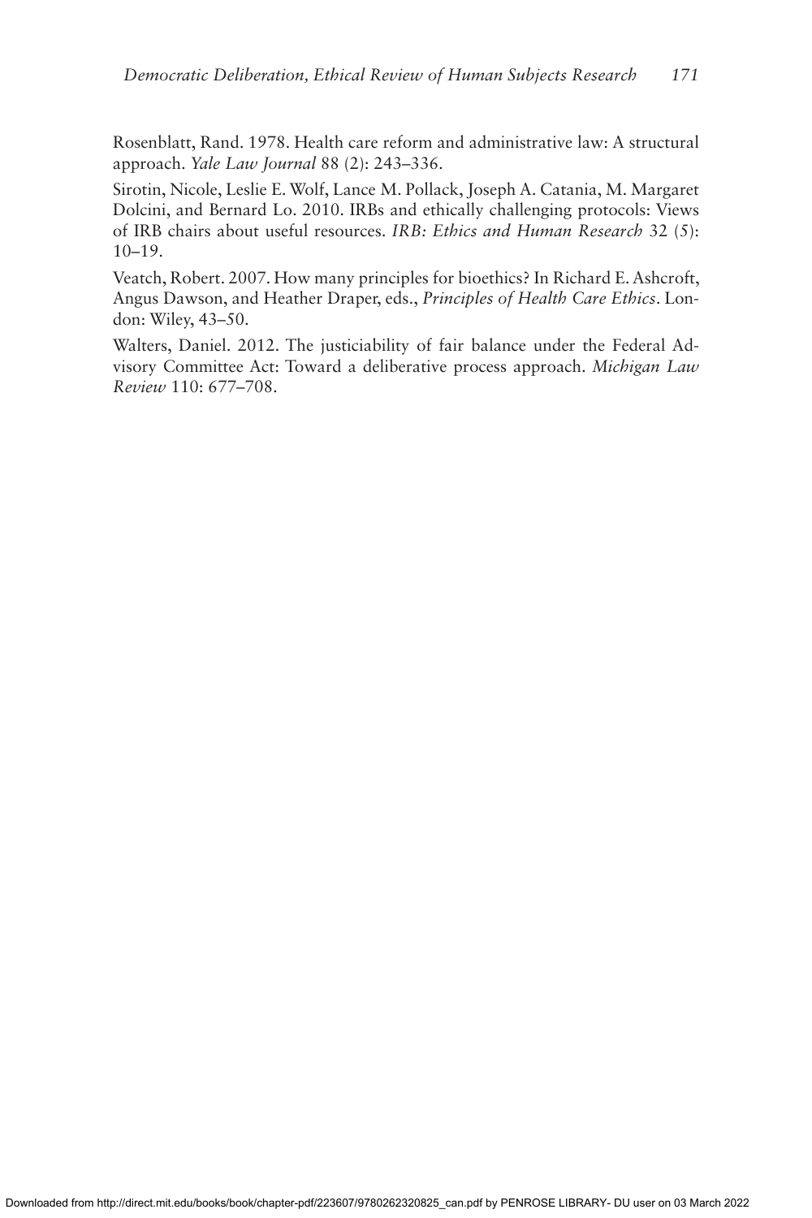Rosenblatt, Rand. 1978. Health care reform and administrative law: A structural approach. *Yale Law Journal* 88 (2): 243–336.

Sirotin, Nicole, Leslie E. Wolf, Lance M. Pollack, Joseph A. Catania, M. Margaret Dolcini, and Bernard Lo. 2010. IRBs and ethically challenging protocols: Views of IRB chairs about useful resources. *IRB: Ethics and Human Research* 32 (5): 10–19.

Veatch, Robert. 2007. How many principles for bioethics? In Richard E. Ashcroft, Angus Dawson, and Heather Draper, eds., *Principles of Health Care Ethics*. London: Wiley, 43–50.

Walters, Daniel. 2012. The justiciability of fair balance under the Federal Advisory Committee Act: Toward a deliberative process approach. *Michigan Law Review* 110: 677–708.